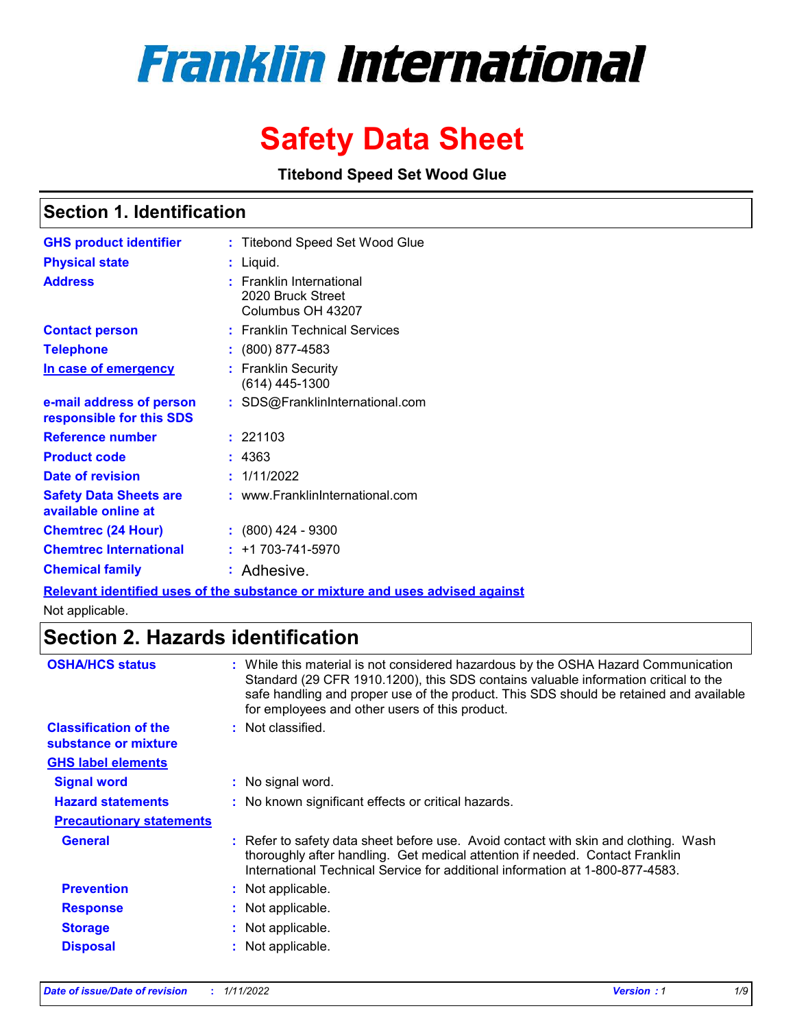# Franklin International

# Safety Data Sheet

**Titebond Speed Set Wood Glue**

## Section 1. Identification

| | |
|---|---|
| **GHS product identifier** | : Titebond Speed Set Wood Glue |
| **Physical state** | : Liquid. |
| **Address** | : Franklin International<br>2020 Bruck Street<br>Columbus OH 43207 |
| **Contact person** | : Franklin Technical Services |
| **Telephone** | : (800) 877-4583 |
| **In case of emergency** | : Franklin Security<br>(614) 445-1300 |
| **e-mail address of person responsible for this SDS** | : SDS@FranklinInternational.com |
| **Reference number** | : 221103 |
| **Product code** | : 4363 |
| **Date of revision** | : 1/11/2022 |
| **Safety Data Sheets are available online at** | : www.FranklinInternational.com |
| **Chemtrec (24 Hour)** | : (800) 424 - 9300 |
| **Chemtrec International** | : +1 703-741-5970 |
| **Chemical family** | : Adhesive. |

**Relevant identified uses of the substance or mixture and uses advised against**

Not applicable.

## Section 2. Hazards identification

| | |
|---|---|
| **OSHA/HCS status** | : While this material is not considered hazardous by the OSHA Hazard Communication Standard (29 CFR 1910.1200), this SDS contains valuable information critical to the safe handling and proper use of the product. This SDS should be retained and available for employees and other users of this product. |
| **Classification of the substance or mixture** | : Not classified. |

**GHS label elements**

| | |
|---|---|
| **Signal word** | : No signal word. |
| **Hazard statements** | : No known significant effects or critical hazards. |

**Precautionary statements**

| | |
|---|---|
| **General** | : Refer to safety data sheet before use. Avoid contact with skin and clothing. Wash thoroughly after handling. Get medical attention if needed. Contact Franklin International Technical Service for additional information at 1-800-877-4583. |
| **Prevention** | : Not applicable. |
| **Response** | : Not applicable. |
| **Storage** | : Not applicable. |
| **Disposal** | : Not applicable. |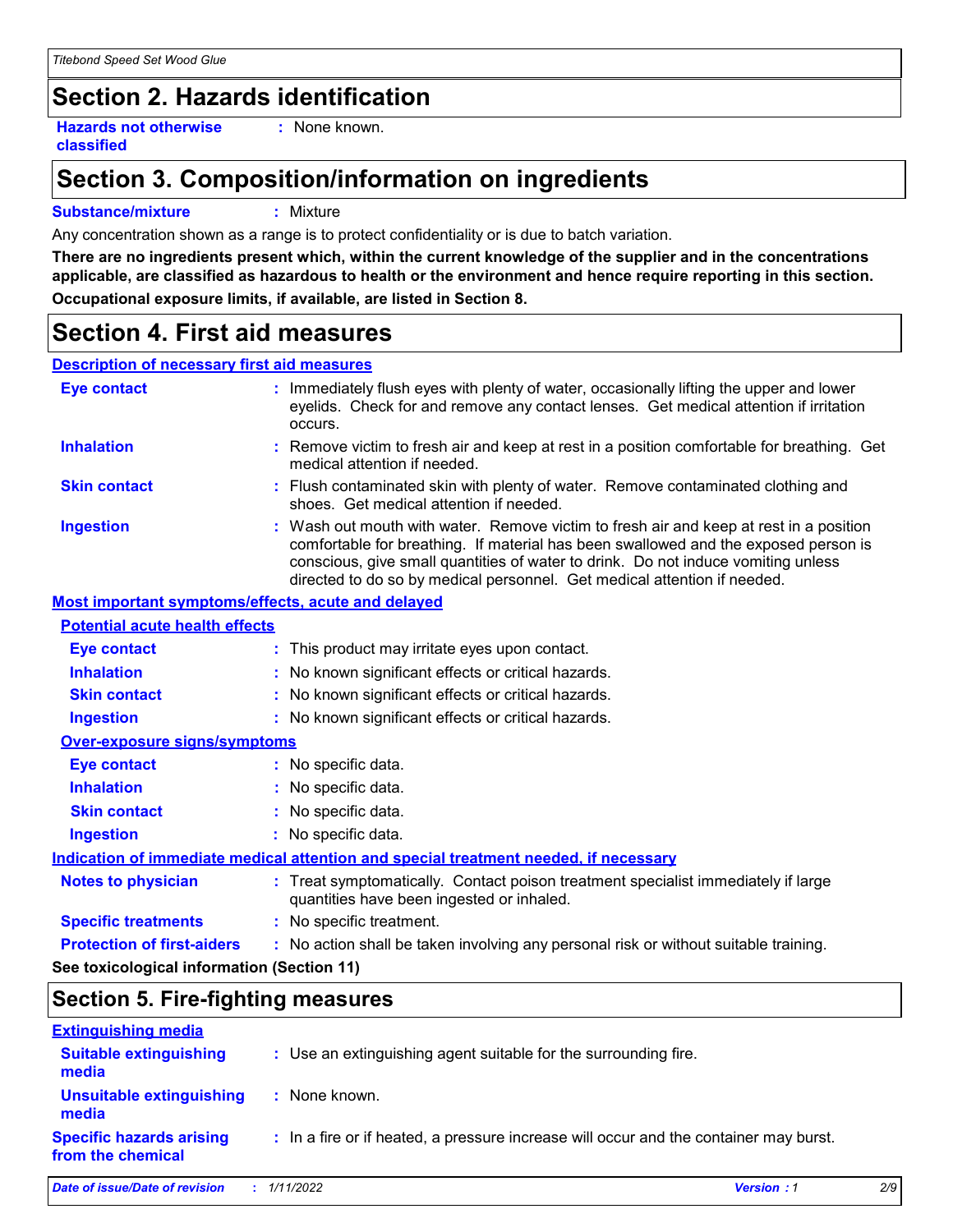## Section 2. Hazards identification

**Hazards not otherwise classified** : None known.

## Section 3. Composition/information on ingredients

**Substance/mixture** : Mixture

Any concentration shown as a range is to protect confidentiality or is due to batch variation.

**There are no ingredients present which, within the current knowledge of the supplier and in the concentrations applicable, are classified as hazardous to health or the environment and hence require reporting in this section.**

**Occupational exposure limits, if available, are listed in Section 8.**

## Section 4. First aid measures

### Description of necessary first aid measures

**Eye contact** : Immediately flush eyes with plenty of water, occasionally lifting the upper and lower eyelids. Check for and remove any contact lenses. Get medical attention if irritation occurs.

**Inhalation** : Remove victim to fresh air and keep at rest in a position comfortable for breathing. Get medical attention if needed.

**Skin contact** : Flush contaminated skin with plenty of water. Remove contaminated clothing and shoes. Get medical attention if needed.

**Ingestion** : Wash out mouth with water. Remove victim to fresh air and keep at rest in a position comfortable for breathing. If material has been swallowed and the exposed person is conscious, give small quantities of water to drink. Do not induce vomiting unless directed to do so by medical personnel. Get medical attention if needed.

### Most important symptoms/effects, acute and delayed

**Potential acute health effects**

**Eye contact** : This product may irritate eyes upon contact.

**Inhalation** : No known significant effects or critical hazards.

**Skin contact** : No known significant effects or critical hazards.

**Ingestion** : No known significant effects or critical hazards.

**Over-exposure signs/symptoms**

**Eye contact** : No specific data.

**Inhalation** : No specific data.

**Skin contact** : No specific data.

**Ingestion** : No specific data.

### Indication of immediate medical attention and special treatment needed, if necessary

**Notes to physician** : Treat symptomatically. Contact poison treatment specialist immediately if large quantities have been ingested or inhaled.

**Specific treatments** : No specific treatment.

**Protection of first-aiders** : No action shall be taken involving any personal risk or without suitable training.

**See toxicological information (Section 11)**

## Section 5. Fire-fighting measures

### Extinguishing media

**Suitable extinguishing media** : Use an extinguishing agent suitable for the surrounding fire.

**Unsuitable extinguishing media** : None known.

**Specific hazards arising from the chemical** : In a fire or if heated, a pressure increase will occur and the container may burst.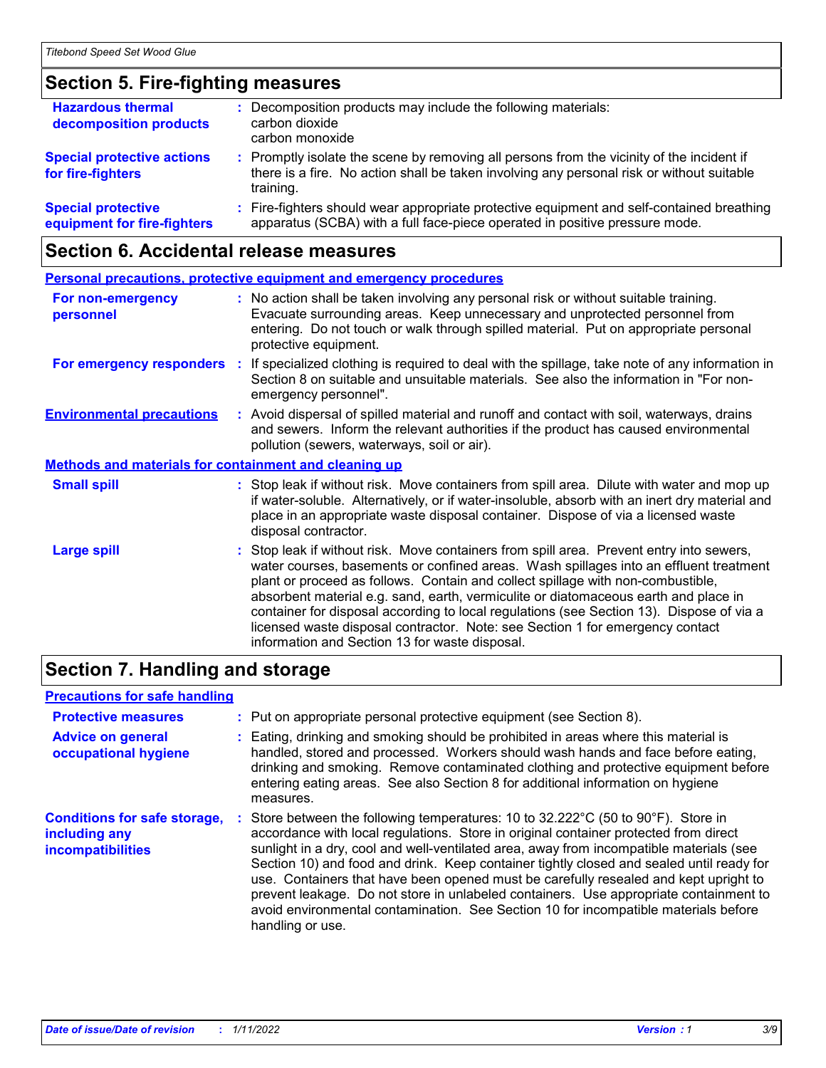## Section 5. Fire-fighting measures

| | |
|---|---|
| **Hazardous thermal decomposition products** | Decomposition products may include the following materials: carbon dioxide carbon monoxide |
| **Special protective actions for fire-fighters** | Promptly isolate the scene by removing all persons from the vicinity of the incident if there is a fire. No action shall be taken involving any personal risk or without suitable training. |
| **Special protective equipment for fire-fighters** | Fire-fighters should wear appropriate protective equipment and self-contained breathing apparatus (SCBA) with a full face-piece operated in positive pressure mode. |

## Section 6. Accidental release measures

### Personal precautions, protective equipment and emergency procedures

| | |
|---|---|
| **For non-emergency personnel** | No action shall be taken involving any personal risk or without suitable training. Evacuate surrounding areas. Keep unnecessary and unprotected personnel from entering. Do not touch or walk through spilled material. Put on appropriate personal protective equipment. |
| **For emergency responders** | If specialized clothing is required to deal with the spillage, take note of any information in Section 8 on suitable and unsuitable materials. See also the information in "For non-emergency personnel". |
| **Environmental precautions** | Avoid dispersal of spilled material and runoff and contact with soil, waterways, drains and sewers. Inform the relevant authorities if the product has caused environmental pollution (sewers, waterways, soil or air). |

### Methods and materials for containment and cleaning up

| | |
|---|---|
| **Small spill** | Stop leak if without risk. Move containers from spill area. Dilute with water and mop up if water-soluble. Alternatively, or if water-insoluble, absorb with an inert dry material and place in an appropriate waste disposal container. Dispose of via a licensed waste disposal contractor. |
| **Large spill** | Stop leak if without risk. Move containers from spill area. Prevent entry into sewers, water courses, basements or confined areas. Wash spillages into an effluent treatment plant or proceed as follows. Contain and collect spillage with non-combustible, absorbent material e.g. sand, earth, vermiculite or diatomaceous earth and place in container for disposal according to local regulations (see Section 13). Dispose of via a licensed waste disposal contractor. Note: see Section 1 for emergency contact information and Section 13 for waste disposal. |

## Section 7. Handling and storage

### Precautions for safe handling

| | |
|---|---|
| **Protective measures** | Put on appropriate personal protective equipment (see Section 8). |
| **Advice on general occupational hygiene** | Eating, drinking and smoking should be prohibited in areas where this material is handled, stored and processed. Workers should wash hands and face before eating, drinking and smoking. Remove contaminated clothing and protective equipment before entering eating areas. See also Section 8 for additional information on hygiene measures. |
| **Conditions for safe storage, including any incompatibilities** | Store between the following temperatures: 10 to 32.222°C (50 to 90°F). Store in accordance with local regulations. Store in original container protected from direct sunlight in a dry, cool and well-ventilated area, away from incompatible materials (see Section 10) and food and drink. Keep container tightly closed and sealed until ready for use. Containers that have been opened must be carefully resealed and kept upright to prevent leakage. Do not store in unlabeled containers. Use appropriate containment to avoid environmental contamination. See Section 10 for incompatible materials before handling or use. |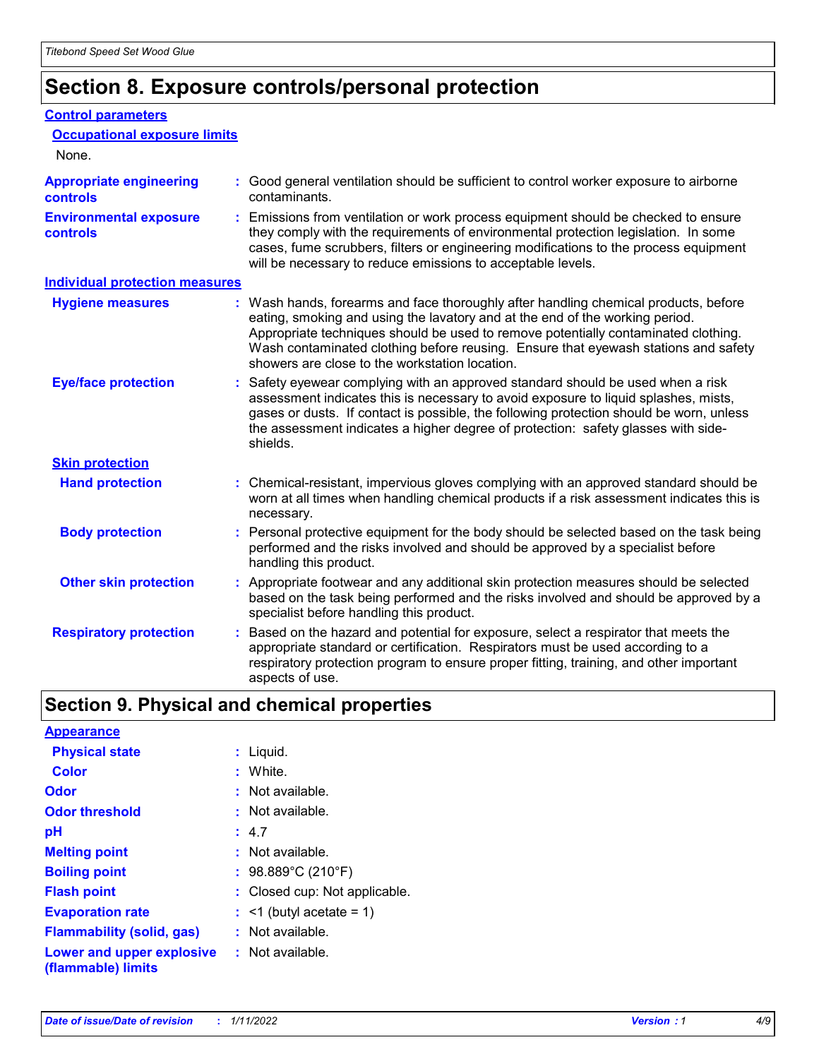# Section 8. Exposure controls/personal protection

## Control parameters

### Occupational exposure limits

None.

**Appropriate engineering controls** : Good general ventilation should be sufficient to control worker exposure to airborne contaminants.

**Environmental exposure controls** : Emissions from ventilation or work process equipment should be checked to ensure they comply with the requirements of environmental protection legislation. In some cases, fume scrubbers, filters or engineering modifications to the process equipment will be necessary to reduce emissions to acceptable levels.

## Individual protection measures

**Hygiene measures** : Wash hands, forearms and face thoroughly after handling chemical products, before eating, smoking and using the lavatory and at the end of the working period. Appropriate techniques should be used to remove potentially contaminated clothing. Wash contaminated clothing before reusing. Ensure that eyewash stations and safety showers are close to the workstation location.

**Eye/face protection** : Safety eyewear complying with an approved standard should be used when a risk assessment indicates this is necessary to avoid exposure to liquid splashes, mists, gases or dusts. If contact is possible, the following protection should be worn, unless the assessment indicates a higher degree of protection: safety glasses with side-shields.

### Skin protection

**Hand protection** : Chemical-resistant, impervious gloves complying with an approved standard should be worn at all times when handling chemical products if a risk assessment indicates this is necessary.

**Body protection** : Personal protective equipment for the body should be selected based on the task being performed and the risks involved and should be approved by a specialist before handling this product.

**Other skin protection** : Appropriate footwear and any additional skin protection measures should be selected based on the task being performed and the risks involved and should be approved by a specialist before handling this product.

**Respiratory protection** : Based on the hazard and potential for exposure, select a respirator that meets the appropriate standard or certification. Respirators must be used according to a respiratory protection program to ensure proper fitting, training, and other important aspects of use.

# Section 9. Physical and chemical properties

## Appearance

**Physical state** : Liquid.

**Color** : White.

**Odor** : Not available.

**Odor threshold** : Not available.

**pH** : 4.7

**Melting point** : Not available.

**Boiling point** : 98.889°C (210°F)

**Flash point** : Closed cup: Not applicable.

**Evaporation rate** : <1 (butyl acetate = 1)

**Flammability (solid, gas)** : Not available.

**Lower and upper explosive (flammable) limits** : Not available.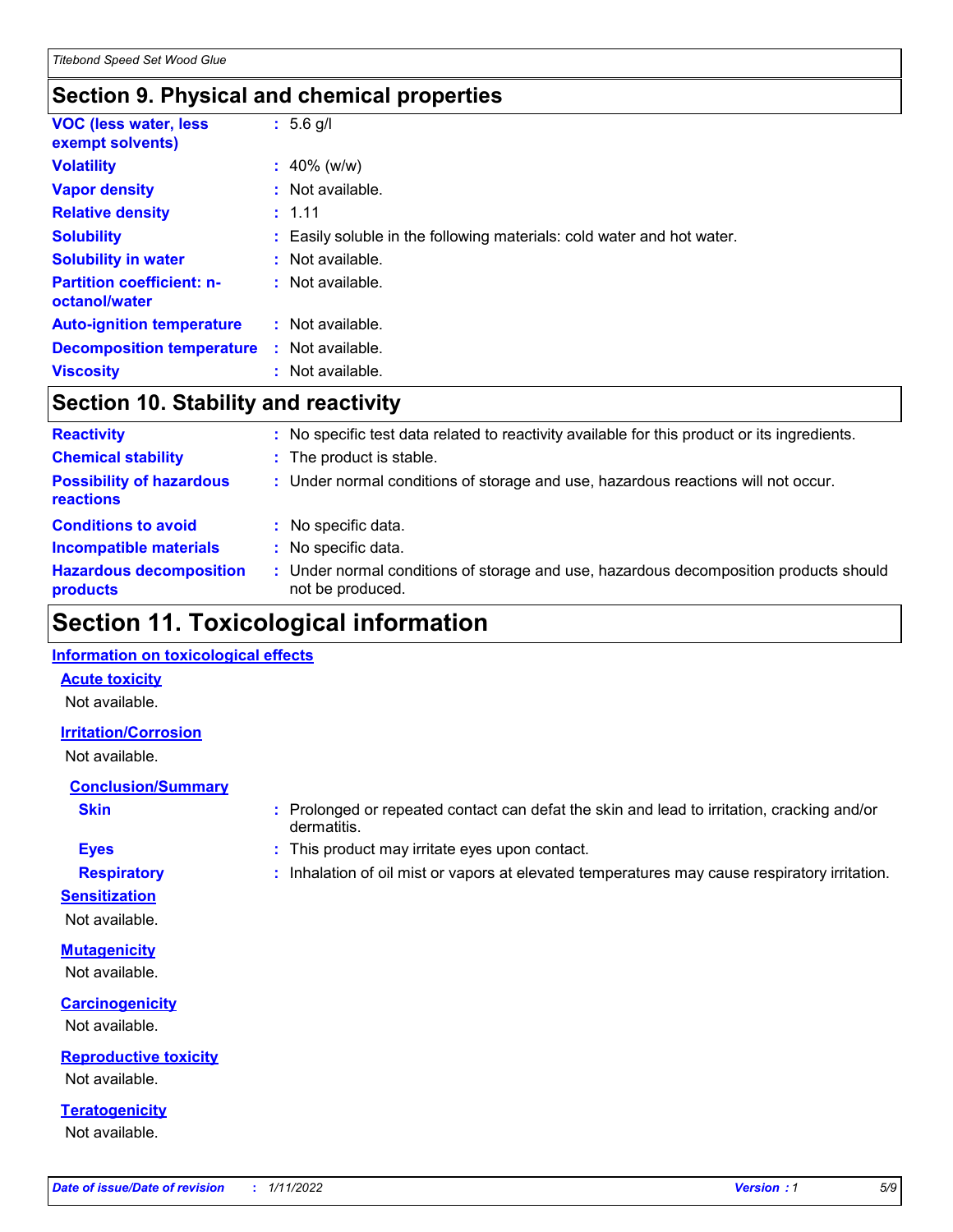## Section 9. Physical and chemical properties

| | |
|---|---|
| **VOC (less water, less exempt solvents)** | : 5.6 g/l |
| **Volatility** | : 40% (w/w) |
| **Vapor density** | : Not available. |
| **Relative density** | : 1.11 |
| **Solubility** | : Easily soluble in the following materials: cold water and hot water. |
| **Solubility in water** | : Not available. |
| **Partition coefficient: n-octanol/water** | : Not available. |
| **Auto-ignition temperature** | : Not available. |
| **Decomposition temperature** | : Not available. |
| **Viscosity** | : Not available. |

## Section 10. Stability and reactivity

| | |
|---|---|
| **Reactivity** | : No specific test data related to reactivity available for this product or its ingredients. |
| **Chemical stability** | : The product is stable. |
| **Possibility of hazardous reactions** | : Under normal conditions of storage and use, hazardous reactions will not occur. |
| **Conditions to avoid** | : No specific data. |
| **Incompatible materials** | : No specific data. |
| **Hazardous decomposition products** | : Under normal conditions of storage and use, hazardous decomposition products should not be produced. |

## Section 11. Toxicological information

### Information on toxicological effects

#### Acute toxicity

Not available.

#### Irritation/Corrosion

Not available.

#### Conclusion/Summary

| | |
|---|---|
| **Skin** | : Prolonged or repeated contact can defat the skin and lead to irritation, cracking and/or dermatitis. |
| **Eyes** | : This product may irritate eyes upon contact. |
| **Respiratory** | : Inhalation of oil mist or vapors at elevated temperatures may cause respiratory irritation. |

#### Sensitization

Not available.

#### Mutagenicity

Not available.

#### Carcinogenicity

Not available.

#### Reproductive toxicity

Not available.

#### Teratogenicity

Not available.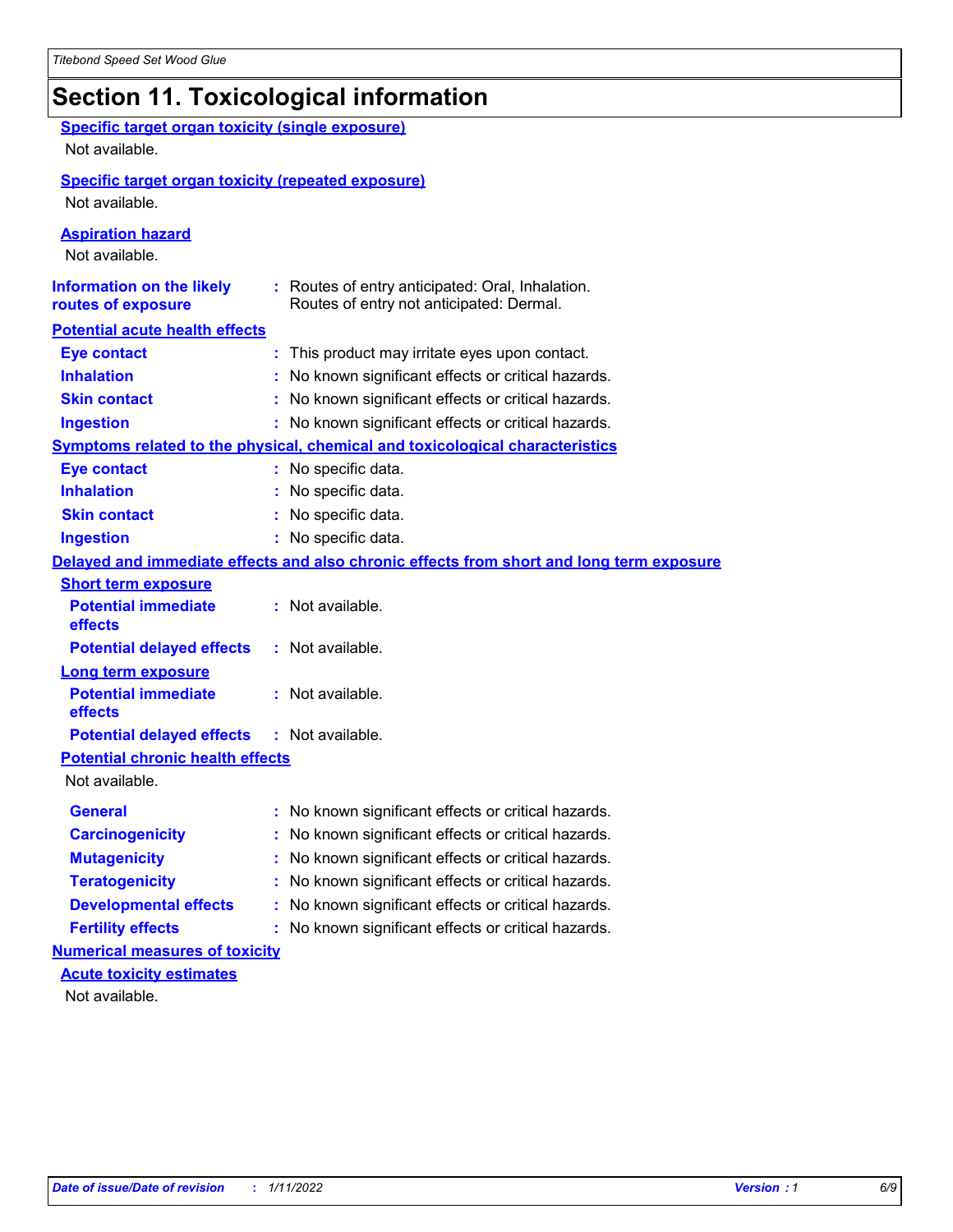# Section 11. Toxicological information

**Specific target organ toxicity (single exposure)**

Not available.

**Specific target organ toxicity (repeated exposure)**

Not available.

**Aspiration hazard**

Not available.

**Information on the likely routes of exposure** : Routes of entry anticipated: Oral, Inhalation. Routes of entry not anticipated: Dermal.

**Potential acute health effects**

| | |
|---|---|
| **Eye contact** | : This product may irritate eyes upon contact. |
| **Inhalation** | : No known significant effects or critical hazards. |
| **Skin contact** | : No known significant effects or critical hazards. |
| **Ingestion** | : No known significant effects or critical hazards. |

**Symptoms related to the physical, chemical and toxicological characteristics**

| | |
|---|---|
| **Eye contact** | : No specific data. |
| **Inhalation** | : No specific data. |
| **Skin contact** | : No specific data. |
| **Ingestion** | : No specific data. |

**Delayed and immediate effects and also chronic effects from short and long term exposure**

**Short term exposure**

| | |
|---|---|
| **Potential immediate effects** | : Not available. |
| **Potential delayed effects** | : Not available. |

**Long term exposure**

| | |
|---|---|
| **Potential immediate effects** | : Not available. |
| **Potential delayed effects** | : Not available. |

**Potential chronic health effects**

Not available.

| | |
|---|---|
| **General** | : No known significant effects or critical hazards. |
| **Carcinogenicity** | : No known significant effects or critical hazards. |
| **Mutagenicity** | : No known significant effects or critical hazards. |
| **Teratogenicity** | : No known significant effects or critical hazards. |
| **Developmental effects** | : No known significant effects or critical hazards. |
| **Fertility effects** | : No known significant effects or critical hazards. |

**Numerical measures of toxicity**

**Acute toxicity estimates**

Not available.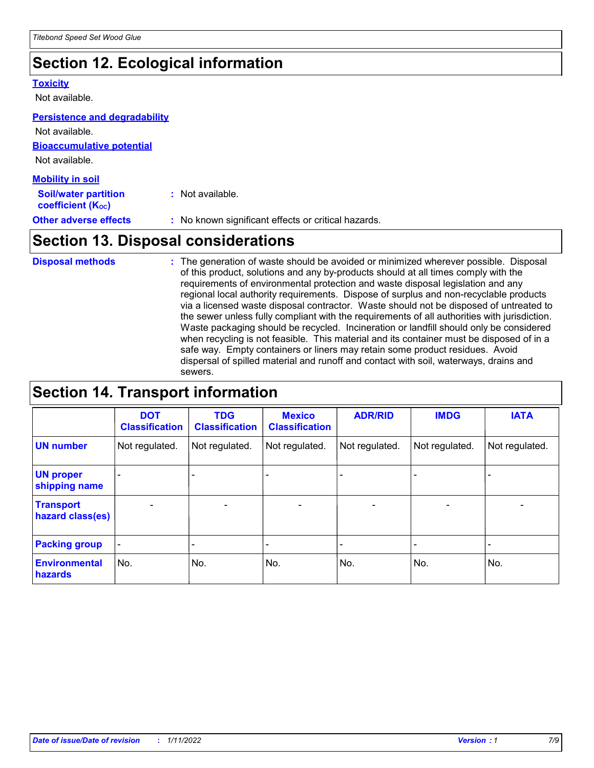## Section 12. Ecological information

### Toxicity

Not available.

### Persistence and degradability

Not available.

### Bioaccumulative potential

Not available.

### Mobility in soil

**Soil/water partition coefficient ($K_{OC}$)** : Not available.

**Other adverse effects** : No known significant effects or critical hazards.

## Section 13. Disposal considerations

**Disposal methods** : The generation of waste should be avoided or minimized wherever possible. Disposal of this product, solutions and any by-products should at all times comply with the requirements of environmental protection and waste disposal legislation and any regional local authority requirements. Dispose of surplus and non-recyclable products via a licensed waste disposal contractor. Waste should not be disposed of untreated to the sewer unless fully compliant with the requirements of all authorities with jurisdiction. Waste packaging should be recycled. Incineration or landfill should only be considered when recycling is not feasible. This material and its container must be disposed of in a safe way. Empty containers or liners may retain some product residues. Avoid dispersal of spilled material and runoff and contact with soil, waterways, drains and sewers.

## Section 14. Transport information

| | DOT Classification | TDG Classification | Mexico Classification | ADR/RID | IMDG | IATA |
|---|---|---|---|---|---|---|
| **UN number** | Not regulated. | Not regulated. | Not regulated. | Not regulated. | Not regulated. | Not regulated. |
| **UN proper shipping name** | - | - | - | - | - | - |
| **Transport hazard class(es)** | - | - | - | - | - | - |
| **Packing group** | - | - | - | - | - | - |
| **Environmental hazards** | No. | No. | No. | No. | No. | No. |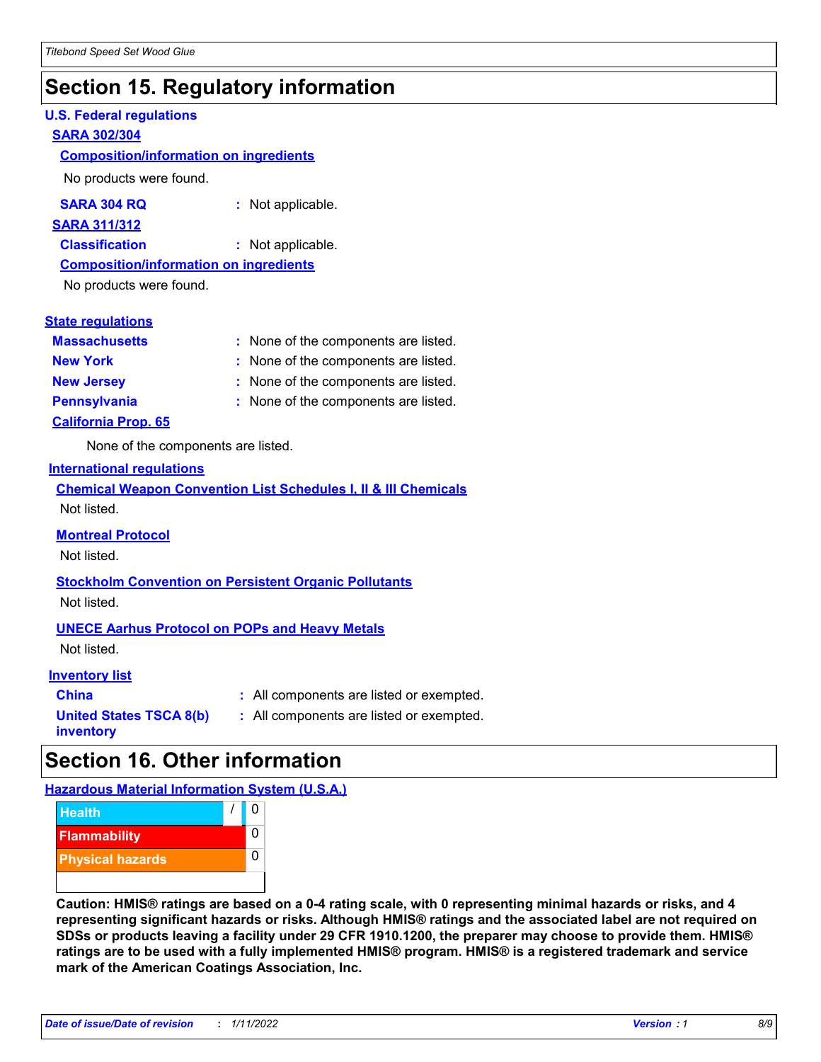# Section 15. Regulatory information

**U.S. Federal regulations**

**SARA 302/304**

**Composition/information on ingredients**

No products were found.

**SARA 304 RQ** : Not applicable.

**SARA 311/312**

**Classification** : Not applicable.

**Composition/information on ingredients**

No products were found.

**State regulations**

**Massachusetts** : None of the components are listed.

**New York** : None of the components are listed.

**New Jersey** : None of the components are listed.

**Pennsylvania** : None of the components are listed.

**California Prop. 65**

None of the components are listed.

**International regulations**

**Chemical Weapon Convention List Schedules I, II & III Chemicals**

Not listed.

**Montreal Protocol**

Not listed.

**Stockholm Convention on Persistent Organic Pollutants**

Not listed.

**UNECE Aarhus Protocol on POPs and Heavy Metals**

Not listed.

**Inventory list**

**China** : All components are listed or exempted.

**United States TSCA 8(b) inventory** : All components are listed or exempted.

# Section 16. Other information

**Hazardous Material Information System (U.S.A.)**

| | | |
|---|---|---|
| Health | / | 0 |
| Flammability | | 0 |
| Physical hazards | | 0 |

**Caution: HMIS® ratings are based on a 0-4 rating scale, with 0 representing minimal hazards or risks, and 4 representing significant hazards or risks. Although HMIS® ratings and the associated label are not required on SDSs or products leaving a facility under 29 CFR 1910.1200, the preparer may choose to provide them. HMIS® ratings are to be used with a fully implemented HMIS® program. HMIS® is a registered trademark and service mark of the American Coatings Association, Inc.**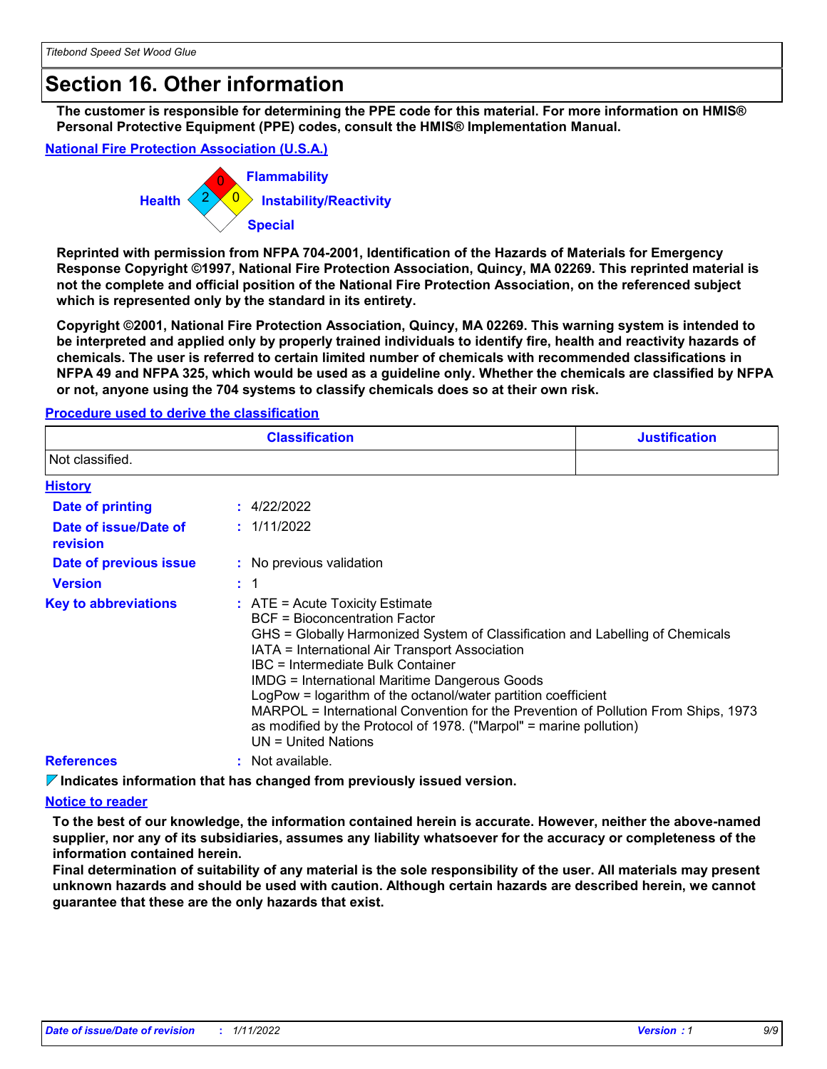# Section 16. Other information

**The customer is responsible for determining the PPE code for this material. For more information on HMIS® Personal Protective Equipment (PPE) codes, consult the HMIS® Implementation Manual.**

**National Fire Protection Association (U.S.A.)**

Flammability: 0
Health: 2
Instability/Reactivity: 0
Special

**Reprinted with permission from NFPA 704-2001, Identification of the Hazards of Materials for Emergency Response Copyright ©1997, National Fire Protection Association, Quincy, MA 02269. This reprinted material is not the complete and official position of the National Fire Protection Association, on the referenced subject which is represented only by the standard in its entirety.**

**Copyright ©2001, National Fire Protection Association, Quincy, MA 02269. This warning system is intended to be interpreted and applied only by properly trained individuals to identify fire, health and reactivity hazards of chemicals. The user is referred to certain limited number of chemicals with recommended classifications in NFPA 49 and NFPA 325, which would be used as a guideline only. Whether the chemicals are classified by NFPA or not, anyone using the 704 systems to classify chemicals does so at their own risk.**

**Procedure used to derive the classification**

| Classification | Justification |
|---|---|
| Not classified. | |

**History**

**Date of printing** : 4/22/2022

**Date of issue/Date of revision** : 1/11/2022

**Date of previous issue** : No previous validation

**Version** : 1

**Key to abbreviations** :
ATE = Acute Toxicity Estimate
BCF = Bioconcentration Factor
GHS = Globally Harmonized System of Classification and Labelling of Chemicals
IATA = International Air Transport Association
IBC = Intermediate Bulk Container
IMDG = International Maritime Dangerous Goods
LogPow = logarithm of the octanol/water partition coefficient
MARPOL = International Convention for the Prevention of Pollution From Ships, 1973 as modified by the Protocol of 1978. ("Marpol" = marine pollution)
UN = United Nations

**References** : Not available.

**Indicates information that has changed from previously issued version.**

**Notice to reader**

**To the best of our knowledge, the information contained herein is accurate. However, neither the above-named supplier, nor any of its subsidiaries, assumes any liability whatsoever for the accuracy or completeness of the information contained herein.**

**Final determination of suitability of any material is the sole responsibility of the user. All materials may present unknown hazards and should be used with caution. Although certain hazards are described herein, we cannot guarantee that these are the only hazards that exist.**